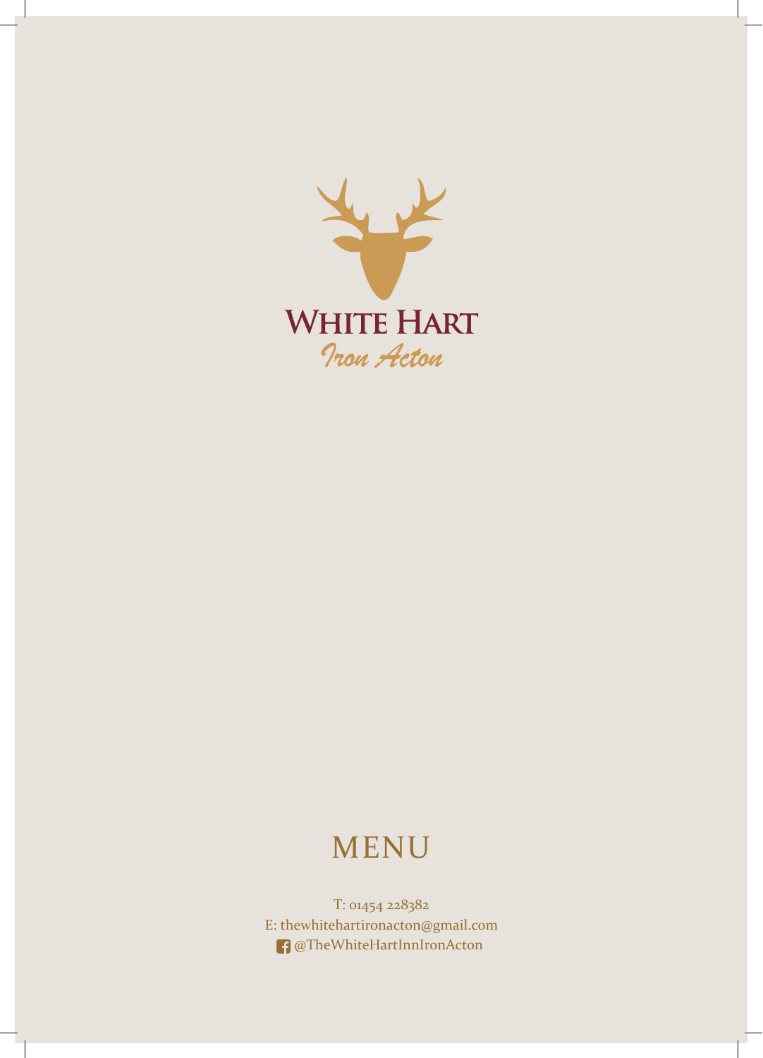# WHITE HART

*Iron Acton*

## MENU

T: 01454 228382

E: thewhitehartironacton@gmail.com

@TheWhiteHartInnIronActon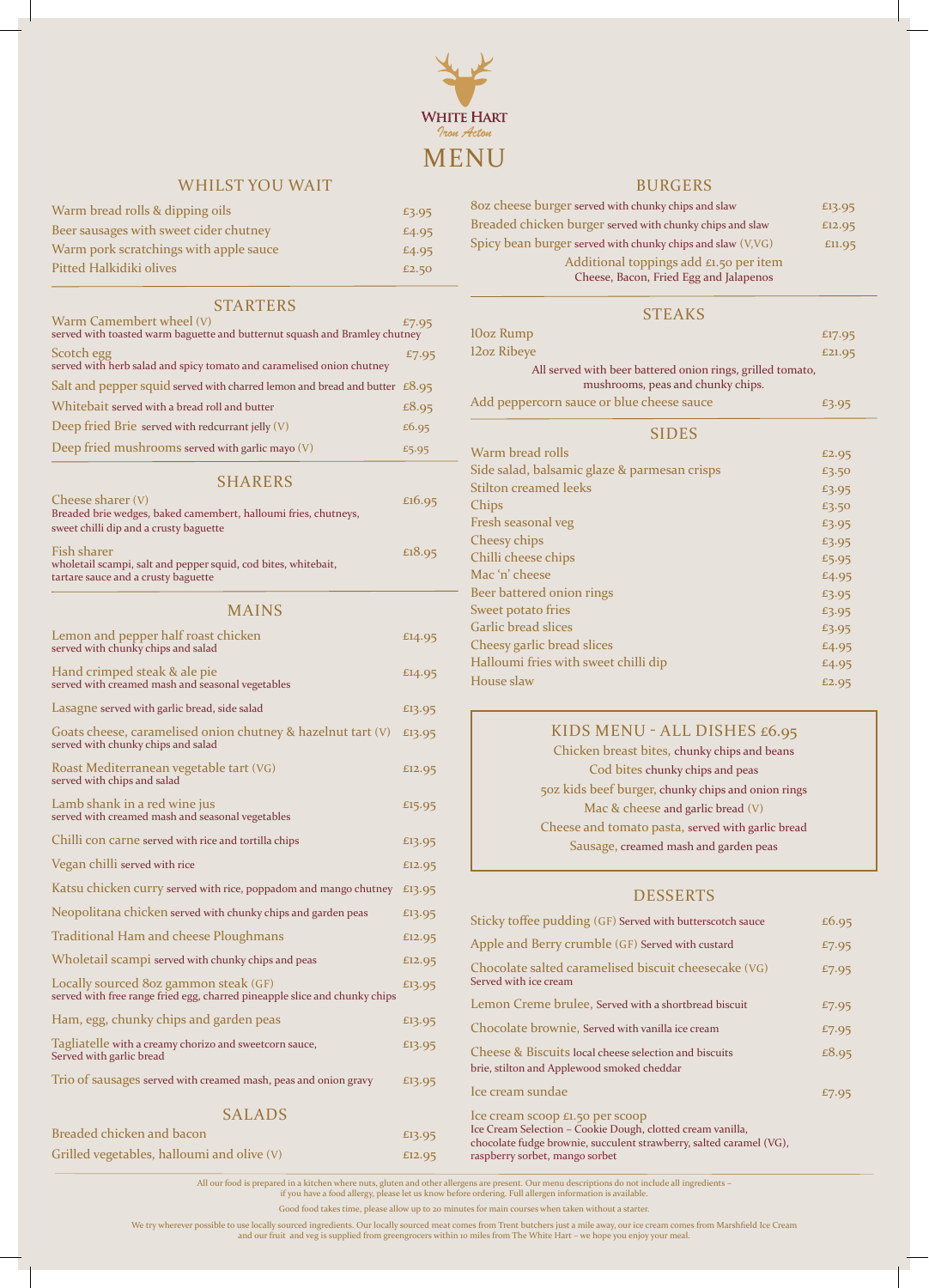White Hart
Iron Acton

# MENU

## WHILST YOU WAIT

| | |
|---|---|
| Warm bread rolls & dipping oils | £3.95 |
| Beer sausages with sweet cider chutney | £4.95 |
| Warm pork scratchings with apple sauce | £4.95 |
| Pitted Halkidiki olives | £2.50 |

## STARTERS

| | |
|---|---|
| Warm Camembert wheel (V) served with toasted warm baguette and butternut squash and Bramley chutney | £7.95 |
| Scotch egg served with herb salad and spicy tomato and caramelised onion chutney | £7.95 |
| Salt and pepper squid served with charred lemon and bread and butter | £8.95 |
| Whitebait served with a bread roll and butter | £8.95 |
| Deep fried Brie served with redcurrant jelly (V) | £6.95 |
| Deep fried mushrooms served with garlic mayo (V) | £5.95 |

## SHARERS

| | |
|---|---|
| Cheese sharer (V) Breaded brie wedges, baked camembert, halloumi fries, chutneys, sweet chilli dip and a crusty baguette | £16.95 |
| Fish sharer wholetail scampi, salt and pepper squid, cod bites, whitebait, tartare sauce and a crusty baguette | £18.95 |

## MAINS

| | |
|---|---|
| Lemon and pepper half roast chicken served with chunky chips and salad | £14.95 |
| Hand crimped steak & ale pie served with creamed mash and seasonal vegetables | £14.95 |
| Lasagne served with garlic bread, side salad | £13.95 |
| Goats cheese, caramelised onion chutney & hazelnut tart (V) served with chunky chips and salad | £13.95 |
| Roast Mediterranean vegetable tart (VG) served with chips and salad | £12.95 |
| Lamb shank in a red wine jus served with creamed mash and seasonal vegetables | £15.95 |
| Chilli con carne served with rice and tortilla chips | £13.95 |
| Vegan chilli served with rice | £12.95 |
| Katsu chicken curry served with rice, poppadom and mango chutney | £13.95 |
| Neopolitana chicken served with chunky chips and garden peas | £13.95 |
| Traditional Ham and cheese Ploughmans | £12.95 |
| Wholetail scampi served with chunky chips and peas | £12.95 |
| Locally sourced 8oz gammon steak (GF) served with free range fried egg, charred pineapple slice and chunky chips | £13.95 |
| Ham, egg, chunky chips and garden peas | £13.95 |
| Tagliatelle with a creamy chorizo and sweetcorn sauce, Served with garlic bread | £13.95 |
| Trio of sausages served with creamed mash, peas and onion gravy | £13.95 |

## SALADS

| | |
|---|---|
| Breaded chicken and bacon | £13.95 |
| Grilled vegetables, halloumi and olive (V) | £12.95 |

## BURGERS

| | |
|---|---|
| 8oz cheese burger served with chunky chips and slaw | £13.95 |
| Breaded chicken burger served with chunky chips and slaw | £12.95 |
| Spicy bean burger served with chunky chips and slaw (V,VG) | £11.95 |

Additional toppings add £1.50 per item
Cheese, Bacon, Fried Egg and Jalapenos

## STEAKS

| | |
|---|---|
| 10oz Rump | £17.95 |
| 12oz Ribeye | £21.95 |

All served with beer battered onion rings, grilled tomato, mushrooms, peas and chunky chips.

| | |
|---|---|
| Add peppercorn sauce or blue cheese sauce | £3.95 |

## SIDES

| | |
|---|---|
| Warm bread rolls | £2.95 |
| Side salad, balsamic glaze & parmesan crisps | £3.50 |
| Stilton creamed leeks | £3.95 |
| Chips | £3.50 |
| Fresh seasonal veg | £3.95 |
| Cheesy chips | £3.95 |
| Chilli cheese chips | £5.95 |
| Mac 'n' cheese | £4.95 |
| Beer battered onion rings | £3.95 |
| Sweet potato fries | £3.95 |
| Garlic bread slices | £3.95 |
| Cheesy garlic bread slices | £4.95 |
| Halloumi fries with sweet chilli dip | £4.95 |
| House slaw | £2.95 |

## KIDS MENU - ALL DISHES £6.95

Chicken breast bites, chunky chips and beans
Cod bites chunky chips and peas
5oz kids beef burger, chunky chips and onion rings
Mac & cheese and garlic bread (V)
Cheese and tomato pasta, served with garlic bread
Sausage, creamed mash and garden peas

## DESSERTS

| | |
|---|---|
| Sticky toffee pudding (GF) Served with butterscotch sauce | £6.95 |
| Apple and Berry crumble (GF) Served with custard | £7.95 |
| Chocolate salted caramelised biscuit cheesecake (VG) Served with ice cream | £7.95 |
| Lemon Creme brulee, Served with a shortbread biscuit | £7.95 |
| Chocolate brownie, Served with vanilla ice cream | £7.95 |
| Cheese & Biscuits local cheese selection and biscuits brie, stilton and Applewood smoked cheddar | £8.95 |
| Ice cream sundae | £7.95 |

Ice cream scoop £1.50 per scoop
Ice Cream Selection – Cookie Dough, clotted cream vanilla, chocolate fudge brownie, succulent strawberry, salted caramel (VG), raspberry sorbet, mango sorbet

All our food is prepared in a kitchen where nuts, gluten and other allergens are present. Our menu descriptions do not include all ingredients – if you have a food allergy, please let us know before ordering. Full allergen information is available.

Good food takes time, please allow up to 20 minutes for main courses when taken without a starter.

We try wherever possible to use locally sourced ingredients. Our locally sourced meat comes from Trent butchers just a mile away, our ice cream comes from Marshfield Ice Cream and our fruit and veg is supplied from greengrocers within 10 miles from The White Hart – we hope you enjoy your meal.